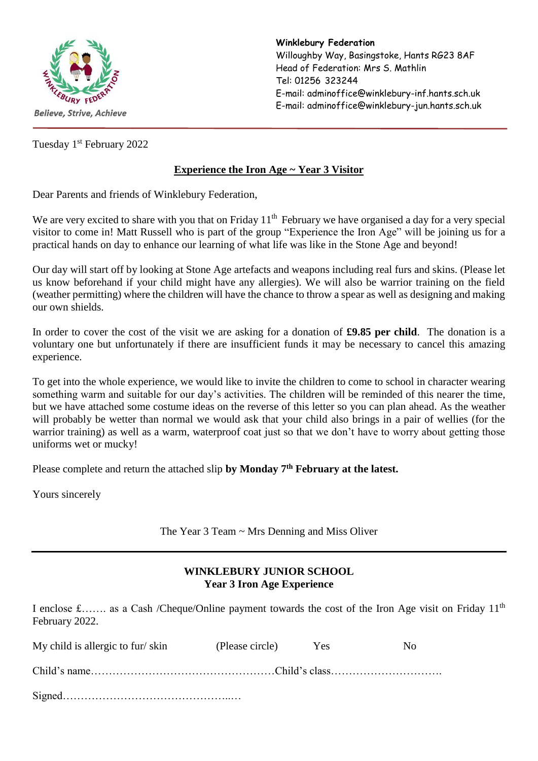Believe, Strive, Achieve

**Winklebury Federation**
Willoughby Way, Basingstoke, Hants RG23 8AF
Head of Federation: Mrs S. Mathlin
Tel: 01256 323244
E-mail: adminoffice@winklebury-inf.hants.sch.uk
E-mail: adminoffice@winklebury-jun.hants.sch.uk

---

Tuesday 1st February 2022

**Experience the Iron Age ~ Year 3 Visitor**

Dear Parents and friends of Winklebury Federation,

We are very excited to share with you that on Friday 11th February we have organised a day for a very special visitor to come in! Matt Russell who is part of the group "Experience the Iron Age" will be joining us for a practical hands on day to enhance our learning of what life was like in the Stone Age and beyond!

Our day will start off by looking at Stone Age artefacts and weapons including real furs and skins. (Please let us know beforehand if your child might have any allergies). We will also be warrior training on the field (weather permitting) where the children will have the chance to throw a spear as well as designing and making our own shields.

In order to cover the cost of the visit we are asking for a donation of **£9.85 per child**. The donation is a voluntary one but unfortunately if there are insufficient funds it may be necessary to cancel this amazing experience.

To get into the whole experience, we would like to invite the children to come to school in character wearing something warm and suitable for our day's activities. The children will be reminded of this nearer the time, but we have attached some costume ideas on the reverse of this letter so you can plan ahead. As the weather will probably be wetter than normal we would ask that your child also brings in a pair of wellies (for the warrior training) as well as a warm, waterproof coat just so that we don't have to worry about getting those uniforms wet or mucky!

Please complete and return the attached slip **by Monday 7th February at the latest.**

Yours sincerely

The Year 3 Team ~ Mrs Denning and Miss Oliver

---

**WINKLEBURY JUNIOR SCHOOL**
**Year 3 Iron Age Experience**

I enclose £……. as a Cash /Cheque/Online payment towards the cost of the Iron Age visit on Friday 11th February 2022.

My child is allergic to fur/ skin (Please circle) Yes No

Child's name……………………………………………Child's class………………………….

Signed……………………………………..…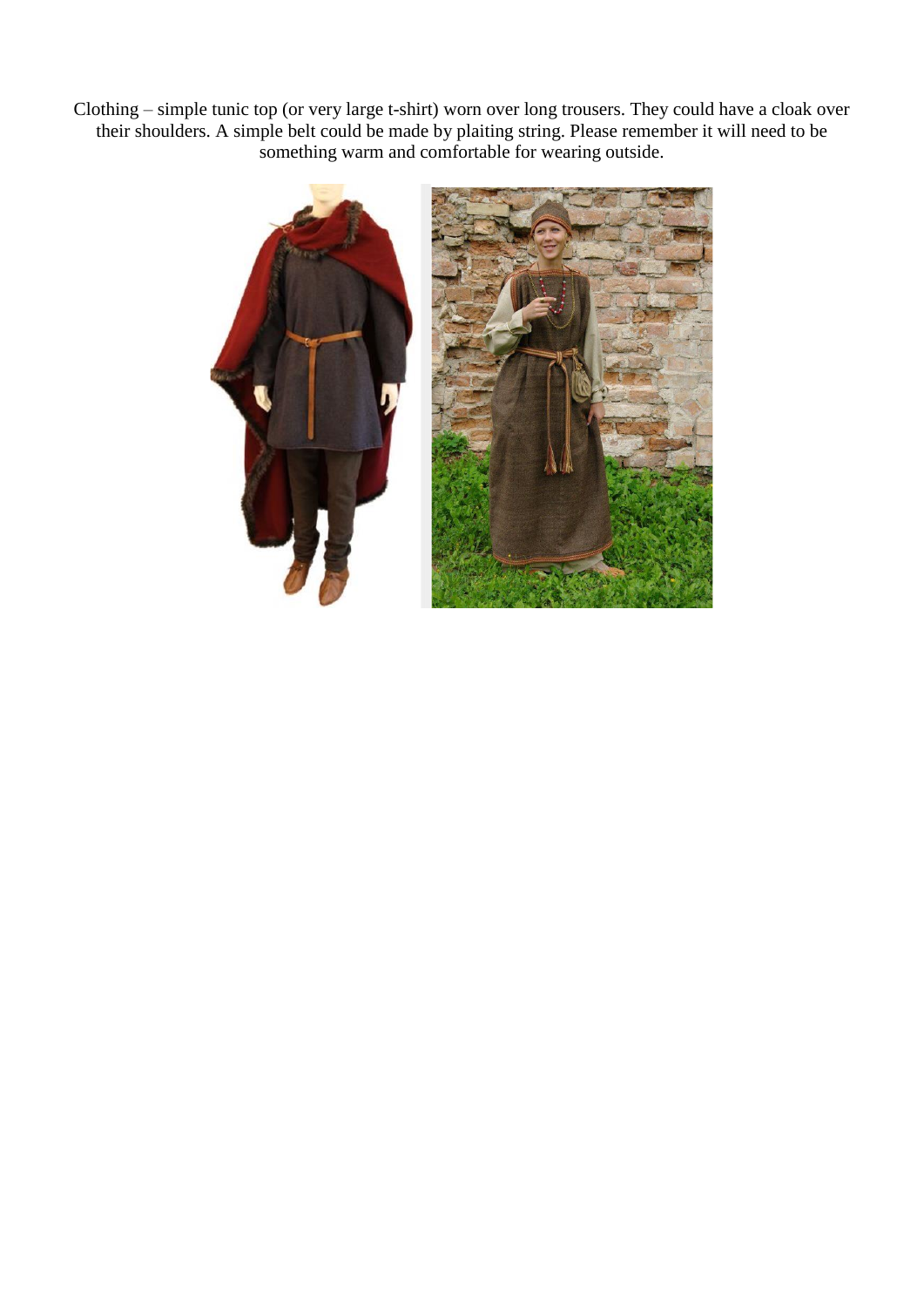Clothing – simple tunic top (or very large t-shirt) worn over long trousers. They could have a cloak over their shoulders. A simple belt could be made by plaiting string. Please remember it will need to be something warm and comfortable for wearing outside.